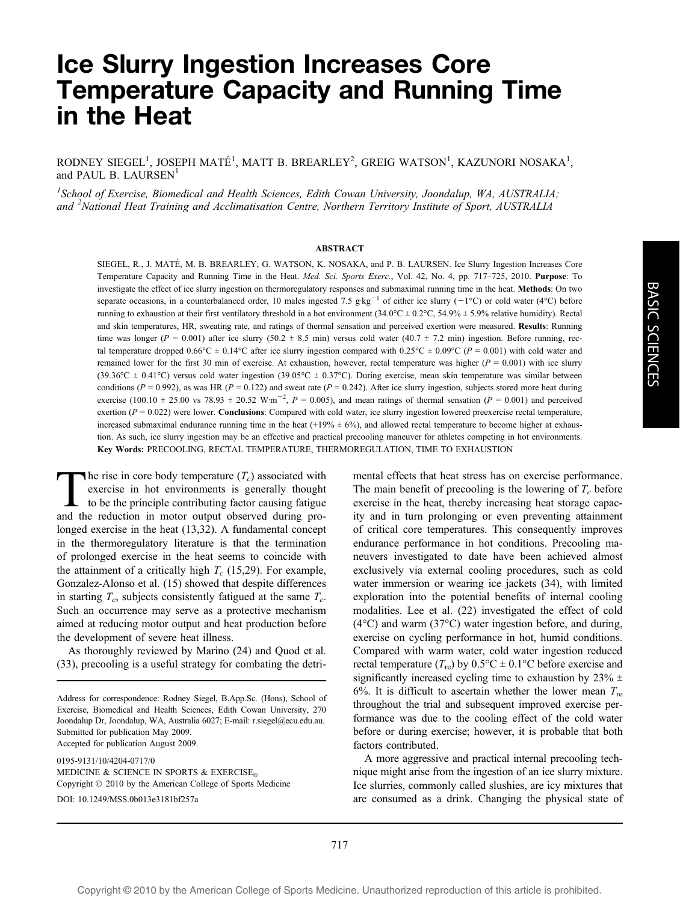# Ice Slurry Ingestion Increases Core Temperature Capacity and Running Time in the Heat

RODNEY SIEGEL[1], JOSEPH MATÉ[1], MATT B. BREARLEY[2], GREIG WATSON[1], KAZUNORI NOSAKA[1], and PAUL B. LAURSEN[1]

[1]*School of Exercise, Biomedical and Health Sciences, Edith Cowan University, Joondalup, WA, AUSTRALIA; and* [2]*National Heat Training and Acclimatisation Centre, Northern Territory Institute of Sport, AUSTRALIA*

## ABSTRACT

SIEGEL, R., J. MATÉ, M. B. BREARLEY, G. WATSON, K. NOSAKA, and P. B. LAURSEN. Ice Slurry Ingestion Increases Core Temperature Capacity and Running Time in the Heat. *Med. Sci. Sports Exerc.*, Vol. 42, No. 4, pp. 717–725, 2010. **Purpose**: To investigate the effect of ice slurry ingestion on thermoregulatory responses and submaximal running time in the heat. **Methods**: On two separate occasions, in a counterbalanced order, 10 males ingested 7.5 $g \cdot kg^{-1}$ of either ice slurry (−1°C) or cold water (4°C) before running to exhaustion at their first ventilatory threshold in a hot environment (34.0°C ± 0.2°C, 54.9% ± 5.9% relative humidity). Rectal and skin temperatures, HR, sweating rate, and ratings of thermal sensation and perceived exertion were measured. **Results**: Running time was longer ($P$ = 0.001) after ice slurry (50.2 ± 8.5 min) versus cold water (40.7 ± 7.2 min) ingestion. Before running, rectal temperature dropped 0.66°C ± 0.14°C after ice slurry ingestion compared with 0.25°C ± 0.09°C ($P$ = 0.001) with cold water and remained lower for the first 30 min of exercise. At exhaustion, however, rectal temperature was higher ($P$ = 0.001) with ice slurry (39.36°C ± 0.41°C) versus cold water ingestion (39.05°C ± 0.37°C). During exercise, mean skin temperature was similar between conditions ($P$ = 0.992), as was HR ($P$ = 0.122) and sweat rate ($P$ = 0.242). After ice slurry ingestion, subjects stored more heat during exercise (100.10 ± 25.00 vs 78.93 ± 20.52 $W \cdot m^{-2}$, $P$ = 0.005), and mean ratings of thermal sensation ($P$ = 0.001) and perceived exertion ($P$ = 0.022) were lower. **Conclusions**: Compared with cold water, ice slurry ingestion lowered preexercise rectal temperature, increased submaximal endurance running time in the heat (+19% ± 6%), and allowed rectal temperature to become higher at exhaustion. As such, ice slurry ingestion may be an effective and practical precooling maneuver for athletes competing in hot environments. **Key Words:** PRECOOLING, RECTAL TEMPERATURE, THERMOREGULATION, TIME TO EXHAUSTION

The rise in core body temperature ($T_c$) associated with exercise in hot environments is generally thought to be the principle contributing factor causing fatigue and the reduction in motor output observed during prolonged exercise in the heat (13,32). A fundamental concept in the thermoregulatory literature is that the termination of prolonged exercise in the heat seems to coincide with the attainment of a critically high $T_c$ (15,29). For example, Gonzalez-Alonso et al. (15) showed that despite differences in starting $T_c$, subjects consistently fatigued at the same $T_c$. Such an occurrence may serve as a protective mechanism aimed at reducing motor output and heat production before the development of severe heat illness.

As thoroughly reviewed by Marino (24) and Quod et al. (33), precooling is a useful strategy for combating the detrimental effects that heat stress has on exercise performance. The main benefit of precooling is the lowering of $T_c$ before exercise in the heat, thereby increasing heat storage capacity and in turn prolonging or even preventing attainment of critical core temperatures. This consequently improves endurance performance in hot conditions. Precooling maneuvers investigated to date have been achieved almost exclusively via external cooling procedures, such as cold water immersion or wearing ice jackets (34), with limited exploration into the potential benefits of internal cooling modalities. Lee et al. (22) investigated the effect of cold (4°C) and warm (37°C) water ingestion before, and during, exercise on cycling performance in hot, humid conditions. Compared with warm water, cold water ingestion reduced rectal temperature ($T_{re}$) by 0.5°C ± 0.1°C before exercise and significantly increased cycling time to exhaustion by 23% ± 6%. It is difficult to ascertain whether the lower mean $T_{re}$ throughout the trial and subsequent improved exercise performance was due to the cooling effect of the cold water before or during exercise; however, it is probable that both factors contributed.

A more aggressive and practical internal precooling technique might arise from the ingestion of an ice slurry mixture. Ice slurries, commonly called slushies, are icy mixtures that are consumed as a drink. Changing the physical state of

Address for correspondence: Rodney Siegel, B.App.Sc. (Hons), School of Exercise, Biomedical and Health Sciences, Edith Cowan University, 270 Joondalup Dr, Joondalup, WA, Australia 6027; E-mail: r.siegel@ecu.edu.au.
Submitted for publication May 2009.
Accepted for publication August 2009.

0195-9131/10/4204-0717/0
MEDICINE & SCIENCE IN SPORTS & EXERCISE®
Copyright © 2010 by the American College of Sports Medicine
DOI: 10.1249/MSS.0b013e3181bf257a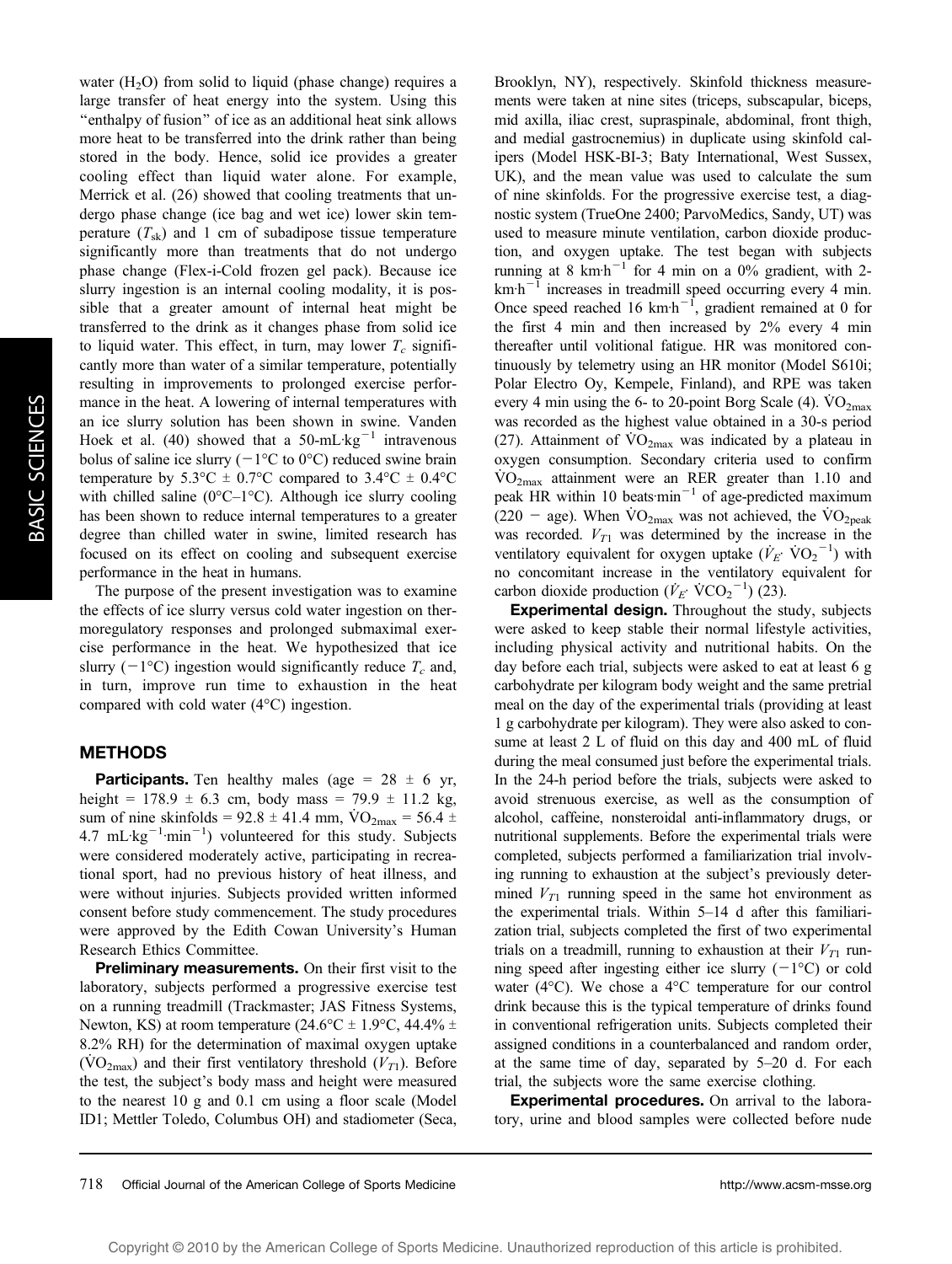water ($H_2O$) from solid to liquid (phase change) requires a large transfer of heat energy into the system. Using this "enthalpy of fusion" of ice as an additional heat sink allows more heat to be transferred into the drink rather than being stored in the body. Hence, solid ice provides a greater cooling effect than liquid water alone. For example, Merrick et al. (26) showed that cooling treatments that undergo phase change (ice bag and wet ice) lower skin temperature ($T_{sk}$) and 1 cm of subadipose tissue temperature significantly more than treatments that do not undergo phase change (Flex-i-Cold frozen gel pack). Because ice slurry ingestion is an internal cooling modality, it is possible that a greater amount of internal heat might be transferred to the drink as it changes phase from solid ice to liquid water. This effect, in turn, may lower $T_c$ significantly more than water of a similar temperature, potentially resulting in improvements to prolonged exercise performance in the heat. A lowering of internal temperatures with an ice slurry solution has been shown in swine. Vanden Hoek et al. (40) showed that a 50-mL·kg$^{-1}$ intravenous bolus of saline ice slurry (−1°C to 0°C) reduced swine brain temperature by 5.3°C ± 0.7°C compared to 3.4°C ± 0.4°C with chilled saline (0°C–1°C). Although ice slurry cooling has been shown to reduce internal temperatures to a greater degree than chilled water in swine, limited research has focused on its effect on cooling and subsequent exercise performance in the heat in humans.

The purpose of the present investigation was to examine the effects of ice slurry versus cold water ingestion on thermoregulatory responses and prolonged submaximal exercise performance in the heat. We hypothesized that ice slurry (−1°C) ingestion would significantly reduce $T_c$ and, in turn, improve run time to exhaustion in the heat compared with cold water (4°C) ingestion.

## METHODS

**Participants.** Ten healthy males (age = 28 ± 6 yr, height = 178.9 ± 6.3 cm, body mass = 79.9 ± 11.2 kg, sum of nine skinfolds = 92.8 ± 41.4 mm, $\dot{V}O_{2max}$ = 56.4 ± 4.7 mL·kg$^{-1}$·min$^{-1}$) volunteered for this study. Subjects were considered moderately active, participating in recreational sport, had no previous history of heat illness, and were without injuries. Subjects provided written informed consent before study commencement. The study procedures were approved by the Edith Cowan University's Human Research Ethics Committee.

**Preliminary measurements.** On their first visit to the laboratory, subjects performed a progressive exercise test on a running treadmill (Trackmaster; JAS Fitness Systems, Newton, KS) at room temperature (24.6°C ± 1.9°C, 44.4% ± 8.2% RH) for the determination of maximal oxygen uptake ($\dot{V}O_{2max}$) and their first ventilatory threshold ($V_{T1}$). Before the test, the subject's body mass and height were measured to the nearest 10 g and 0.1 cm using a floor scale (Model ID1; Mettler Toledo, Columbus OH) and stadiometer (Seca, Brooklyn, NY), respectively. Skinfold thickness measurements were taken at nine sites (triceps, subscapular, biceps, mid axilla, iliac crest, supraspinale, abdominal, front thigh, and medial gastrocnemius) in duplicate using skinfold calipers (Model HSK-BI-3; Baty International, West Sussex, UK), and the mean value was used to calculate the sum of nine skinfolds. For the progressive exercise test, a diagnostic system (TrueOne 2400; ParvoMedics, Sandy, UT) was used to measure minute ventilation, carbon dioxide production, and oxygen uptake. The test began with subjects running at 8 km·h$^{-1}$ for 4 min on a 0% gradient, with 2-km·h$^{-1}$ increases in treadmill speed occurring every 4 min. Once speed reached 16 km·h$^{-1}$, gradient remained at 0 for the first 4 min and then increased by 2% every 4 min thereafter until volitional fatigue. HR was monitored continuously by telemetry using an HR monitor (Model S610i; Polar Electro Oy, Kempele, Finland), and RPE was taken every 4 min using the 6- to 20-point Borg Scale (4). $\dot{V}O_{2max}$ was recorded as the highest value obtained in a 30-s period (27). Attainment of $\dot{V}O_{2max}$ was indicated by a plateau in oxygen consumption. Secondary criteria used to confirm $\dot{V}O_{2max}$ attainment were an RER greater than 1.10 and peak HR within 10 beats·min$^{-1}$ of age-predicted maximum (220 − age). When $\dot{V}O_{2max}$ was not achieved, the $\dot{V}O_{2peak}$ was recorded. $V_{T1}$ was determined by the increase in the ventilatory equivalent for oxygen uptake ($\dot{V}_E \cdot \dot{V}O_2^{-1}$) with no concomitant increase in the ventilatory equivalent for carbon dioxide production ($\dot{V}_E \cdot \dot{V}CO_2^{-1}$) (23).

**Experimental design.** Throughout the study, subjects were asked to keep stable their normal lifestyle activities, including physical activity and nutritional habits. On the day before each trial, subjects were asked to eat at least 6 g carbohydrate per kilogram body weight and the same pretrial meal on the day of the experimental trials (providing at least 1 g carbohydrate per kilogram). They were also asked to consume at least 2 L of fluid on this day and 400 mL of fluid during the meal consumed just before the experimental trials. In the 24-h period before the trials, subjects were asked to avoid strenuous exercise, as well as the consumption of alcohol, caffeine, nonsteroidal anti-inflammatory drugs, or nutritional supplements. Before the experimental trials were completed, subjects performed a familiarization trial involving running to exhaustion at the subject's previously determined $V_{T1}$ running speed in the same hot environment as the experimental trials. Within 5–14 d after this familiarization trial, subjects completed the first of two experimental trials on a treadmill, running to exhaustion at their $V_{T1}$ running speed after ingesting either ice slurry (−1°C) or cold water (4°C). We chose a 4°C temperature for our control drink because this is the typical temperature of drinks found in conventional refrigeration units. Subjects completed their assigned conditions in a counterbalanced and random order, at the same time of day, separated by 5–20 d. For each trial, the subjects wore the same exercise clothing.

**Experimental procedures.** On arrival to the laboratory, urine and blood samples were collected before nude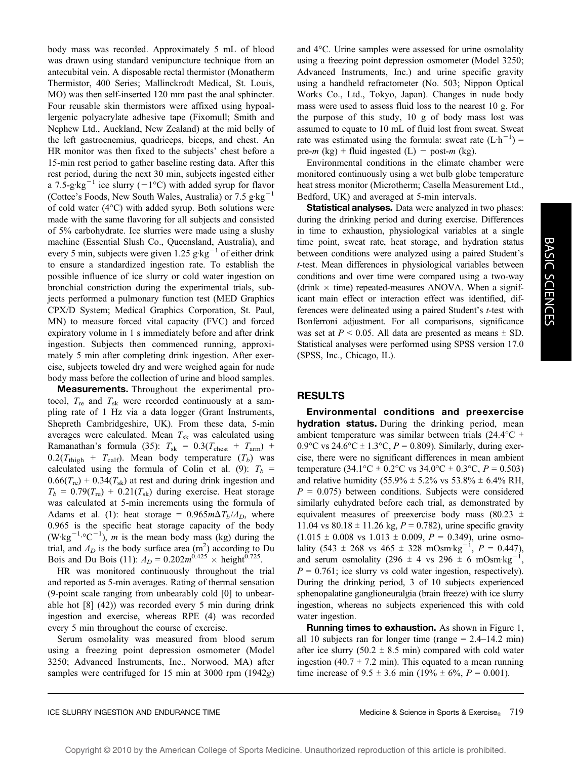body mass was recorded. Approximately 5 mL of blood was drawn using standard venipuncture technique from an antecubital vein. A disposable rectal thermistor (Monatherm Thermistor, 400 Series; Mallinckrodt Medical, St. Louis, MO) was then self-inserted 120 mm past the anal sphincter. Four reusable skin thermistors were affixed using hypoallergenic polyacrylate adhesive tape (Fixomull; Smith and Nephew Ltd., Auckland, New Zealand) at the mid belly of the left gastrocnemius, quadriceps, biceps, and chest. An HR monitor was then fixed to the subjects' chest before a 15-min rest period to gather baseline resting data. After this rest period, during the next 30 min, subjects ingested either a 7.5-$g \cdot kg^{-1}$ ice slurry (−1°C) with added syrup for flavor (Cottee's Foods, New South Wales, Australia) or 7.5 $g \cdot kg^{-1}$ of cold water (4°C) with added syrup. Both solutions were made with the same flavoring for all subjects and consisted of 5% carbohydrate. Ice slurries were made using a slushy machine (Essential Slush Co., Queensland, Australia), and every 5 min, subjects were given 1.25 $g \cdot kg^{-1}$ of either drink to ensure a standardized ingestion rate. To establish the possible influence of ice slurry or cold water ingestion on bronchial constriction during the experimental trials, subjects performed a pulmonary function test (MED Graphics CPX/D System; Medical Graphics Corporation, St. Paul, MN) to measure forced vital capacity (FVC) and forced expiratory volume in 1 s immediately before and after drink ingestion. Subjects then commenced running, approximately 5 min after completing drink ingestion. After exercise, subjects toweled dry and were weighed again for nude body mass before the collection of urine and blood samples.

**Measurements.** Throughout the experimental protocol, $T_{re}$ and $T_{sk}$ were recorded continuously at a sampling rate of 1 Hz via a data logger (Grant Instruments, Shepreth Cambridgeshire, UK). From these data, 5-min averages were calculated. Mean $T_{sk}$ was calculated using Ramanathan's formula (35): $T_{sk} = 0.3(T_{chest} + T_{arm}) + 0.2(T_{thigh} + T_{calf})$. Mean body temperature ($T_b$) was calculated using the formula of Colin et al. (9): $T_b = 0.66(T_{re}) + 0.34(T_{sk})$ at rest and during drink ingestion and $T_b = 0.79(T_{re}) + 0.21(T_{sk})$ during exercise. Heat storage was calculated at 5-min increments using the formula of Adams et al. (1): heat storage = $0.965 m \Delta T_b / A_D$, where 0.965 is the specific heat storage capacity of the body ($W \cdot kg^{-1} \cdot {}^{\circ}C^{-1}$), $m$ is the mean body mass (kg) during the trial, and $A_D$ is the body surface area ($m^2$) according to Du Bois and Du Bois (11): $A_D = 0.202 m^{0.425} \times \text{height}^{0.725}$.

HR was monitored continuously throughout the trial and reported as 5-min averages. Rating of thermal sensation (9-point scale ranging from unbearably cold [0] to unbearable hot [8] (42)) was recorded every 5 min during drink ingestion and exercise, whereas RPE (4) was recorded every 5 min throughout the course of exercise.

Serum osmolality was measured from blood serum using a freezing point depression osmometer (Model 3250; Advanced Instruments, Inc., Norwood, MA) after samples were centrifuged for 15 min at 3000 rpm (1942$g$) and 4°C. Urine samples were assessed for urine osmolality using a freezing point depression osmometer (Model 3250; Advanced Instruments, Inc.) and urine specific gravity using a handheld refractometer (No. 503; Nippon Optical Works Co., Ltd., Tokyo, Japan). Changes in nude body mass were used to assess fluid loss to the nearest 10 g. For the purpose of this study, 10 g of body mass lost was assumed to equate to 10 mL of fluid lost from sweat. Sweat rate was estimated using the formula: sweat rate ($L \cdot h^{-1}$) = pre-$m$ (kg) + fluid ingested (L) − post-$m$ (kg).

Environmental conditions in the climate chamber were monitored continuously using a wet bulb globe temperature heat stress monitor (Microtherm; Casella Measurement Ltd., Bedford, UK) and averaged at 5-min intervals.

**Statistical analyses.** Data were analyzed in two phases: during the drinking period and during exercise. Differences in time to exhaustion, physiological variables at a single time point, sweat rate, heat storage, and hydration status between conditions were analyzed using a paired Student's $t$-test. Mean differences in physiological variables between conditions and over time were compared using a two-way (drink × time) repeated-measures ANOVA. When a significant main effect or interaction effect was identified, differences were delineated using a paired Student's $t$-test with Bonferroni adjustment. For all comparisons, significance was set at $P < 0.05$. All data are presented as means ± SD. Statistical analyses were performed using SPSS version 17.0 (SPSS, Inc., Chicago, IL).

## RESULTS

**Environmental conditions and preexercise hydration status.** During the drinking period, mean ambient temperature was similar between trials (24.4°C ± 0.9°C vs 24.6°C ± 1.3°C, $P = 0.809$). Similarly, during exercise, there were no significant differences in mean ambient temperature (34.1°C ± 0.2°C vs 34.0°C ± 0.3°C, $P = 0.503$) and relative humidity (55.9% ± 5.2% vs 53.8% ± 6.4% RH, $P = 0.075$) between conditions. Subjects were considered similarly euhydrated before each trial, as demonstrated by equivalent measures of preexercise body mass (80.23 ± 11.04 vs 80.18 ± 11.26 kg, $P = 0.782$), urine specific gravity (1.015 ± 0.008 vs 1.013 ± 0.009, $P = 0.349$), urine osmolality (543 ± 268 vs 465 ± 328 $mOsm \cdot kg^{-1}$, $P = 0.447$), and serum osmolality (296 ± 4 vs 296 ± 6 $mOsm \cdot kg^{-1}$, $P = 0.761$; ice slurry vs cold water ingestion, respectively). During the drinking period, 3 of 10 subjects experienced sphenopalatine ganglioneuralgia (brain freeze) with ice slurry ingestion, whereas no subjects experienced this with cold water ingestion.

**Running times to exhaustion.** As shown in Figure 1, all 10 subjects ran for longer time (range = 2.4–14.2 min) after ice slurry (50.2 ± 8.5 min) compared with cold water ingestion (40.7 ± 7.2 min). This equated to a mean running time increase of 9.5 ± 3.6 min (19% ± 6%, $P = 0.001$).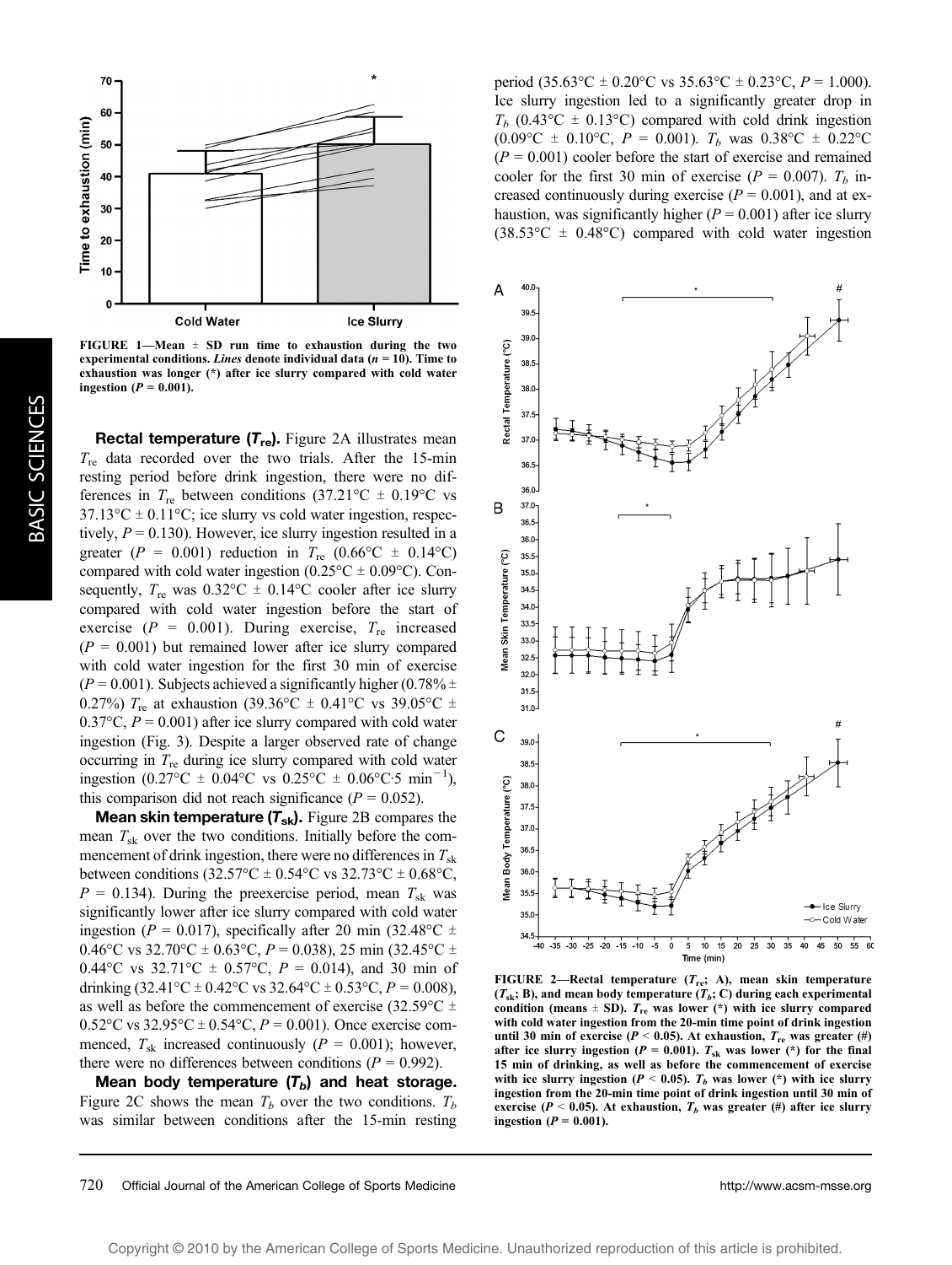FIGURE 1—Mean ± SD run time to exhaustion during the two experimental conditions. *Lines* denote individual data ($n$ = 10). Time to exhaustion was longer (*) after ice slurry compared with cold water ingestion ($P$ = 0.001).

**Rectal temperature ($T_{re}$).** Figure 2A illustrates mean $T_{re}$ data recorded over the two trials. After the 15-min resting period before drink ingestion, there were no differences in $T_{re}$ between conditions (37.21°C ± 0.19°C vs 37.13°C ± 0.11°C; ice slurry vs cold water ingestion, respectively, $P$ = 0.130). However, ice slurry ingestion resulted in a greater ($P$ = 0.001) reduction in $T_{re}$ (0.66°C ± 0.14°C) compared with cold water ingestion (0.25°C ± 0.09°C). Consequently, $T_{re}$ was 0.32°C ± 0.14°C cooler after ice slurry compared with cold water ingestion before the start of exercise ($P$ = 0.001). During exercise, $T_{re}$ increased ($P$ = 0.001) but remained lower after ice slurry compared with cold water ingestion for the first 30 min of exercise ($P$ = 0.001). Subjects achieved a significantly higher (0.78% ± 0.27%) $T_{re}$ at exhaustion (39.36°C ± 0.41°C vs 39.05°C ± 0.37°C, $P$ = 0.001) after ice slurry compared with cold water ingestion (Fig. 3). Despite a larger observed rate of change occurring in $T_{re}$ during ice slurry compared with cold water ingestion (0.27°C ± 0.04°C vs 0.25°C ± 0.06°C·5 min$^{-1}$), this comparison did not reach significance ($P$ = 0.052).

**Mean skin temperature ($T_{sk}$).** Figure 2B compares the mean $T_{sk}$ over the two conditions. Initially before the commencement of drink ingestion, there were no differences in $T_{sk}$ between conditions (32.57°C ± 0.54°C vs 32.73°C ± 0.68°C, $P$ = 0.134). During the preexercise period, mean $T_{sk}$ was significantly lower after ice slurry compared with cold water ingestion ($P$ = 0.017), specifically after 20 min (32.48°C ± 0.46°C vs 32.70°C ± 0.63°C, $P$ = 0.038), 25 min (32.45°C ± 0.44°C vs 32.71°C ± 0.57°C, $P$ = 0.014), and 30 min of drinking (32.41°C ± 0.42°C vs 32.64°C ± 0.53°C, $P$ = 0.008), as well as before the commencement of exercise (32.59°C ± 0.52°C vs 32.95°C ± 0.54°C, $P$ = 0.001). Once exercise commenced, $T_{sk}$ increased continuously ($P$ = 0.001); however, there were no differences between conditions ($P$ = 0.992).

**Mean body temperature ($T_b$) and heat storage.** Figure 2C shows the mean $T_b$ over the two conditions. $T_b$ was similar between conditions after the 15-min resting period (35.63°C ± 0.20°C vs 35.63°C ± 0.23°C, $P$ = 1.000). Ice slurry ingestion led to a significantly greater drop in $T_b$ (0.43°C ± 0.13°C) compared with cold drink ingestion (0.09°C ± 0.10°C, $P$ = 0.001). $T_b$ was 0.38°C ± 0.22°C ($P$ = 0.001) cooler before the start of exercise and remained cooler for the first 30 min of exercise ($P$ = 0.007). $T_b$ increased continuously during exercise ($P$ = 0.001), and at exhaustion, was significantly higher ($P$ = 0.001) after ice slurry (38.53°C ± 0.48°C) compared with cold water ingestion

FIGURE 2—Rectal temperature ($T_{re}$; A), mean skin temperature ($T_{sk}$; B), and mean body temperature ($T_b$; C) during each experimental condition (means ± SD). $T_{re}$ was lower (*) with ice slurry compared with cold water ingestion from the 20-min time point of drink ingestion until 30 min of exercise ($P$ < 0.05). At exhaustion, $T_{re}$ was greater (#) after ice slurry ingestion ($P$ = 0.001). $T_{sk}$ was lower (*) for the final 15 min of drinking, as well as before the commencement of exercise with ice slurry ingestion ($P$ < 0.05). $T_b$ was lower (*) with ice slurry ingestion from the 20-min time point of drink ingestion until 30 min of exercise ($P$ < 0.05). At exhaustion, $T_b$ was greater (#) after ice slurry ingestion ($P$ = 0.001).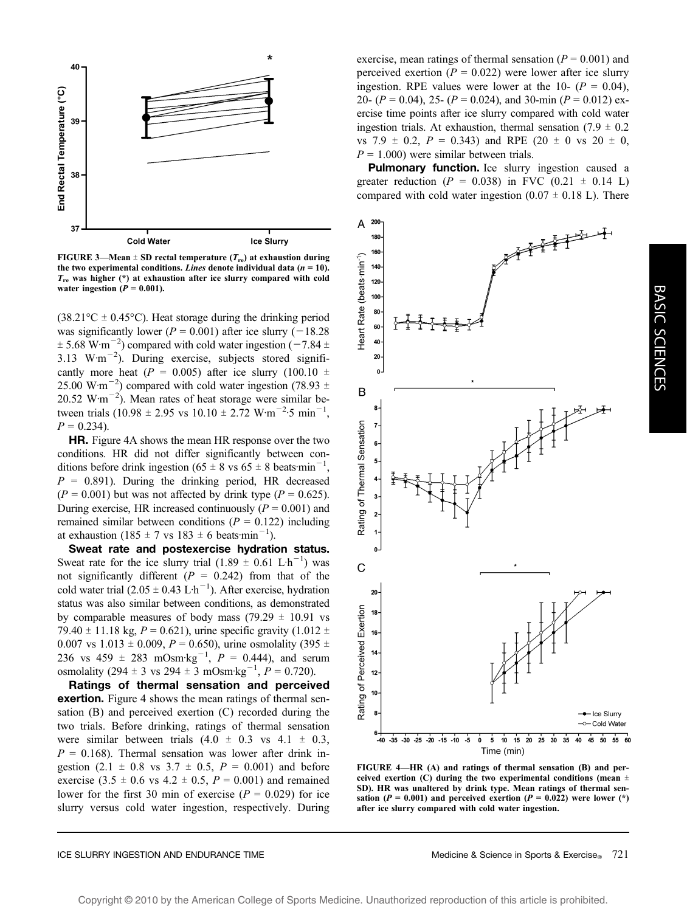FIGURE 3—Mean ± SD rectal temperature ($T_{re}$) at exhaustion during the two experimental conditions. *Lines* denote individual data ($n$ = 10). $T_{re}$ was higher (*) at exhaustion after ice slurry compared with cold water ingestion ($P$ = 0.001).

(38.21°C ± 0.45°C). Heat storage during the drinking period was significantly lower ($P$ = 0.001) after ice slurry (−18.28 ± 5.68 $W{\cdot}m^{-2}$) compared with cold water ingestion (−7.84 ± 3.13 $W{\cdot}m^{-2}$). During exercise, subjects stored significantly more heat ($P$ = 0.005) after ice slurry (100.10 ± 25.00 $W{\cdot}m^{-2}$) compared with cold water ingestion (78.93 ± 20.52 $W{\cdot}m^{-2}$). Mean rates of heat storage were similar between trials (10.98 ± 2.95 vs 10.10 ± 2.72 $W{\cdot}m^{-2}{\cdot}5\ min^{-1}$, $P$ = 0.234).

**HR.** Figure 4A shows the mean HR response over the two conditions. HR did not differ significantly between conditions before drink ingestion (65 ± 8 vs 65 ± 8 $beats{\cdot}min^{-1}$, $P$ = 0.891). During the drinking period, HR decreased ($P$ = 0.001) but was not affected by drink type ($P$ = 0.625). During exercise, HR increased continuously ($P$ = 0.001) and remained similar between conditions ($P$ = 0.122) including at exhaustion (185 ± 7 vs 183 ± 6 $beats{\cdot}min^{-1}$).

**Sweat rate and postexercise hydration status.** Sweat rate for the ice slurry trial (1.89 ± 0.61 $L{\cdot}h^{-1}$) was not significantly different ($P$ = 0.242) from that of the cold water trial (2.05 ± 0.43 $L{\cdot}h^{-1}$). After exercise, hydration status was also similar between conditions, as demonstrated by comparable measures of body mass (79.29 ± 10.91 vs 79.40 ± 11.18 kg, $P$ = 0.621), urine specific gravity (1.012 ± 0.007 vs 1.013 ± 0.009, $P$ = 0.650), urine osmolality (395 ± 236 vs 459 ± 283 $mOsm{\cdot}kg^{-1}$, $P$ = 0.444), and serum osmolality (294 ± 3 vs 294 ± 3 $mOsm{\cdot}kg^{-1}$, $P$ = 0.720).

**Ratings of thermal sensation and perceived exertion.** Figure 4 shows the mean ratings of thermal sensation (B) and perceived exertion (C) recorded during the two trials. Before drinking, ratings of thermal sensation were similar between trials (4.0 ± 0.3 vs 4.1 ± 0.3, $P$ = 0.168). Thermal sensation was lower after drink ingestion (2.1 ± 0.8 vs 3.7 ± 0.5, $P$ = 0.001) and before exercise (3.5 ± 0.6 vs 4.2 ± 0.5, $P$ = 0.001) and remained lower for the first 30 min of exercise ($P$ = 0.029) for ice slurry versus cold water ingestion, respectively. During exercise, mean ratings of thermal sensation ($P$ = 0.001) and perceived exertion ($P$ = 0.022) were lower after ice slurry ingestion. RPE values were lower at the 10- ($P$ = 0.04), 20- ($P$ = 0.04), 25- ($P$ = 0.024), and 30-min ($P$ = 0.012) exercise time points after ice slurry compared with cold water ingestion trials. At exhaustion, thermal sensation (7.9 ± 0.2 vs 7.9 ± 0.2, $P$ = 0.343) and RPE (20 ± 0 vs 20 ± 0, $P$ = 1.000) were similar between trials.

**Pulmonary function.** Ice slurry ingestion caused a greater reduction ($P$ = 0.038) in FVC (0.21 ± 0.14 L) compared with cold water ingestion (0.07 ± 0.18 L). There

FIGURE 4—HR (A) and ratings of thermal sensation (B) and perceived exertion (C) during the two experimental conditions (mean ± SD). HR was unaltered by drink type. Mean ratings of thermal sensation ($P$ = 0.001) and perceived exertion ($P$ = 0.022) were lower (*) after ice slurry compared with cold water ingestion.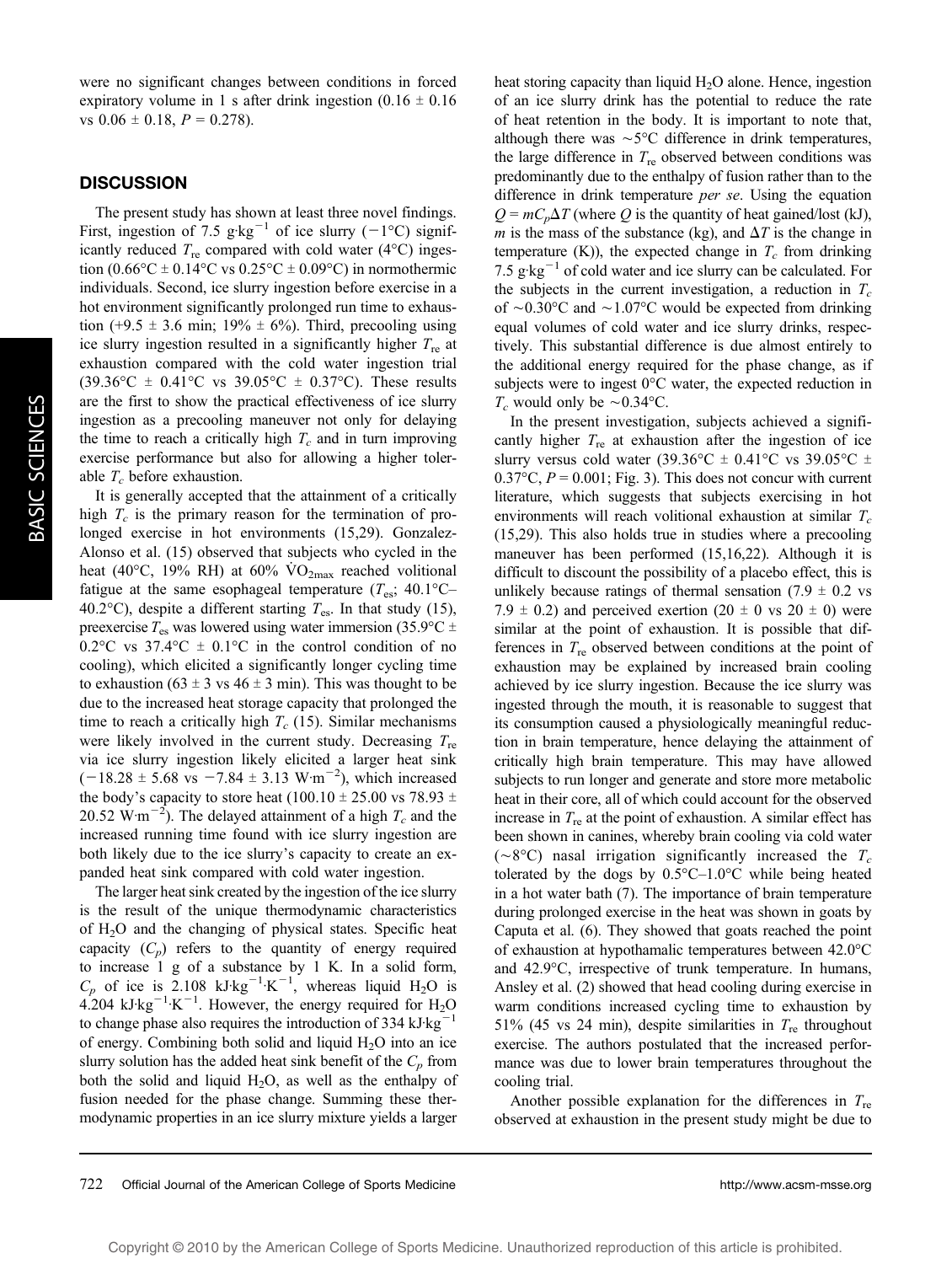were no significant changes between conditions in forced expiratory volume in 1 s after drink ingestion (0.16 ± 0.16 vs 0.06 ± 0.18, $P = 0.278$).

## DISCUSSION

The present study has shown at least three novel findings. First, ingestion of 7.5 $g \cdot kg^{-1}$ of ice slurry (−1°C) significantly reduced $T_{re}$ compared with cold water (4°C) ingestion (0.66°C ± 0.14°C vs 0.25°C ± 0.09°C) in normothermic individuals. Second, ice slurry ingestion before exercise in a hot environment significantly prolonged run time to exhaustion (+9.5 ± 3.6 min; 19% ± 6%). Third, precooling using ice slurry ingestion resulted in a significantly higher $T_{re}$ at exhaustion compared with the cold water ingestion trial (39.36°C ± 0.41°C vs 39.05°C ± 0.37°C). These results are the first to show the practical effectiveness of ice slurry ingestion as a precooling maneuver not only for delaying the time to reach a critically high $T_c$ and in turn improving exercise performance but also for allowing a higher tolerable $T_c$ before exhaustion.

It is generally accepted that the attainment of a critically high $T_c$ is the primary reason for the termination of prolonged exercise in hot environments (15,29). Gonzalez-Alonso et al. (15) observed that subjects who cycled in the heat (40°C, 19% RH) at 60% $\dot{V}O_{2max}$ reached volitional fatigue at the same esophageal temperature ($T_{es}$; 40.1°C–40.2°C), despite a different starting $T_{es}$. In that study (15), preexercise $T_{es}$ was lowered using water immersion (35.9°C ± 0.2°C vs 37.4°C ± 0.1°C in the control condition of no cooling), which elicited a significantly longer cycling time to exhaustion (63 ± 3 vs 46 ± 3 min). This was thought to be due to the increased heat storage capacity that prolonged the time to reach a critically high $T_c$ (15). Similar mechanisms were likely involved in the current study. Decreasing $T_{re}$ via ice slurry ingestion likely elicited a larger heat sink (−18.28 ± 5.68 vs −7.84 ± 3.13 $W \cdot m^{-2}$), which increased the body's capacity to store heat (100.10 ± 25.00 vs 78.93 ± 20.52 $W \cdot m^{-2}$). The delayed attainment of a high $T_c$ and the increased running time found with ice slurry ingestion are both likely due to the ice slurry's capacity to create an expanded heat sink compared with cold water ingestion.

The larger heat sink created by the ingestion of the ice slurry is the result of the unique thermodynamic characteristics of $H_2O$ and the changing of physical states. Specific heat capacity ($C_p$) refers to the quantity of energy required to increase 1 g of a substance by 1 K. In a solid form, $C_p$ of ice is 2.108 $kJ \cdot kg^{-1} \cdot K^{-1}$, whereas liquid $H_2O$ is 4.204 $kJ \cdot kg^{-1} \cdot K^{-1}$. However, the energy required for $H_2O$ to change phase also requires the introduction of 334 $kJ \cdot kg^{-1}$ of energy. Combining both solid and liquid $H_2O$ into an ice slurry solution has the added heat sink benefit of the $C_p$ from both the solid and liquid $H_2O$, as well as the enthalpy of fusion needed for the phase change. Summing these thermodynamic properties in an ice slurry mixture yields a larger heat storing capacity than liquid $H_2O$ alone. Hence, ingestion of an ice slurry drink has the potential to reduce the rate of heat retention in the body. It is important to note that, although there was ~5°C difference in drink temperatures, the large difference in $T_{re}$ observed between conditions was predominantly due to the enthalpy of fusion rather than to the difference in drink temperature *per se*. Using the equation $Q = mC_p\Delta T$ (where $Q$ is the quantity of heat gained/lost (kJ), $m$ is the mass of the substance (kg), and $\Delta T$ is the change in temperature (K)), the expected change in $T_c$ from drinking 7.5 $g \cdot kg^{-1}$ of cold water and ice slurry can be calculated. For the subjects in the current investigation, a reduction in $T_c$ of ~0.30°C and ~1.07°C would be expected from drinking equal volumes of cold water and ice slurry drinks, respectively. This substantial difference is due almost entirely to the additional energy required for the phase change, as if subjects were to ingest 0°C water, the expected reduction in $T_c$ would only be ~0.34°C.

In the present investigation, subjects achieved a significantly higher $T_{re}$ at exhaustion after the ingestion of ice slurry versus cold water (39.36°C ± 0.41°C vs 39.05°C ± 0.37°C, $P = 0.001$; Fig. 3). This does not concur with current literature, which suggests that subjects exercising in hot environments will reach volitional exhaustion at similar $T_c$ (15,29). This also holds true in studies where a precooling maneuver has been performed (15,16,22). Although it is difficult to discount the possibility of a placebo effect, this is unlikely because ratings of thermal sensation (7.9 ± 0.2 vs 7.9 ± 0.2) and perceived exertion (20 ± 0 vs 20 ± 0) were similar at the point of exhaustion. It is possible that differences in $T_{re}$ observed between conditions at the point of exhaustion may be explained by increased brain cooling achieved by ice slurry ingestion. Because the ice slurry was ingested through the mouth, it is reasonable to suggest that its consumption caused a physiologically meaningful reduction in brain temperature, hence delaying the attainment of critically high brain temperature. This may have allowed subjects to run longer and generate and store more metabolic heat in their core, all of which could account for the observed increase in $T_{re}$ at the point of exhaustion. A similar effect has been shown in canines, whereby brain cooling via cold water (~8°C) nasal irrigation significantly increased the $T_c$ tolerated by the dogs by 0.5°C–1.0°C while being heated in a hot water bath (7). The importance of brain temperature during prolonged exercise in the heat was shown in goats by Caputa et al. (6). They showed that goats reached the point of exhaustion at hypothamalic temperatures between 42.0°C and 42.9°C, irrespective of trunk temperature. In humans, Ansley et al. (2) showed that head cooling during exercise in warm conditions increased cycling time to exhaustion by 51% (45 vs 24 min), despite similarities in $T_{re}$ throughout exercise. The authors postulated that the increased performance was due to lower brain temperatures throughout the cooling trial.

Another possible explanation for the differences in $T_{re}$ observed at exhaustion in the present study might be due to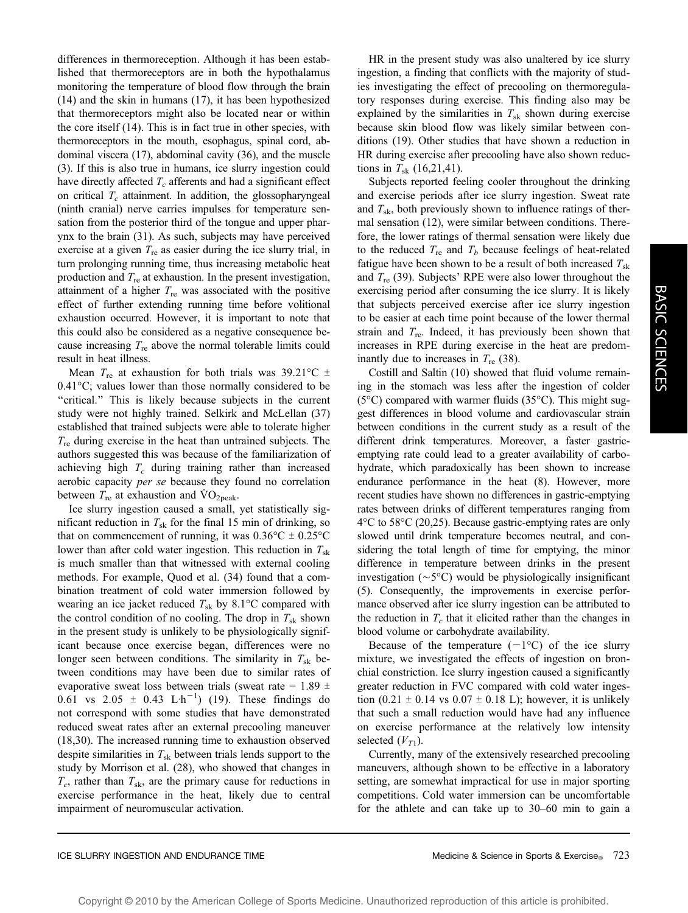differences in thermoreception. Although it has been established that thermoreceptors are in both the hypothalamus monitoring the temperature of blood flow through the brain (14) and the skin in humans (17), it has been hypothesized that thermoreceptors might also be located near or within the core itself (14). This is in fact true in other species, with thermoreceptors in the mouth, esophagus, spinal cord, abdominal viscera (17), abdominal cavity (36), and the muscle (3). If this is also true in humans, ice slurry ingestion could have directly affected $T_c$ afferents and had a significant effect on critical $T_c$ attainment. In addition, the glossopharyngeal (ninth cranial) nerve carries impulses for temperature sensation from the posterior third of the tongue and upper pharynx to the brain (31). As such, subjects may have perceived exercise at a given $T_{re}$ as easier during the ice slurry trial, in turn prolonging running time, thus increasing metabolic heat production and $T_{re}$ at exhaustion. In the present investigation, attainment of a higher $T_{re}$ was associated with the positive effect of further extending running time before volitional exhaustion occurred. However, it is important to note that this could also be considered as a negative consequence because increasing $T_{re}$ above the normal tolerable limits could result in heat illness.

Mean $T_{re}$ at exhaustion for both trials was 39.21°C ± 0.41°C; values lower than those normally considered to be "critical." This is likely because subjects in the current study were not highly trained. Selkirk and McLellan (37) established that trained subjects were able to tolerate higher $T_{re}$ during exercise in the heat than untrained subjects. The authors suggested this was because of the familiarization of achieving high $T_c$ during training rather than increased aerobic capacity *per se* because they found no correlation between $T_{re}$ at exhaustion and $\dot{V}O_{2peak}$.

Ice slurry ingestion caused a small, yet statistically significant reduction in $T_{sk}$ for the final 15 min of drinking, so that on commencement of running, it was 0.36°C ± 0.25°C lower than after cold water ingestion. This reduction in $T_{sk}$ is much smaller than that witnessed with external cooling methods. For example, Quod et al. (34) found that a combination treatment of cold water immersion followed by wearing an ice jacket reduced $T_{sk}$ by 8.1°C compared with the control condition of no cooling. The drop in $T_{sk}$ shown in the present study is unlikely to be physiologically significant because once exercise began, differences were no longer seen between conditions. The similarity in $T_{sk}$ between conditions may have been due to similar rates of evaporative sweat loss between trials (sweat rate = 1.89 ± 0.61 vs 2.05 ± 0.43 $L \cdot h^{-1}$) (19). These findings do not correspond with some studies that have demonstrated reduced sweat rates after an external precooling maneuver (18,30). The increased running time to exhaustion observed despite similarities in $T_{sk}$ between trials lends support to the study by Morrison et al. (28), who showed that changes in $T_c$, rather than $T_{sk}$, are the primary cause for reductions in exercise performance in the heat, likely due to central impairment of neuromuscular activation.

HR in the present study was also unaltered by ice slurry ingestion, a finding that conflicts with the majority of studies investigating the effect of precooling on thermoregulatory responses during exercise. This finding also may be explained by the similarities in $T_{sk}$ shown during exercise because skin blood flow was likely similar between conditions (19). Other studies that have shown a reduction in HR during exercise after precooling have also shown reductions in $T_{sk}$ (16,21,41).

Subjects reported feeling cooler throughout the drinking and exercise periods after ice slurry ingestion. Sweat rate and $T_{sk}$, both previously shown to influence ratings of thermal sensation (12), were similar between conditions. Therefore, the lower ratings of thermal sensation were likely due to the reduced $T_{re}$ and $T_b$ because feelings of heat-related fatigue have been shown to be a result of both increased $T_{sk}$ and $T_{re}$ (39). Subjects' RPE were also lower throughout the exercising period after consuming the ice slurry. It is likely that subjects perceived exercise after ice slurry ingestion to be easier at each time point because of the lower thermal strain and $T_{re}$. Indeed, it has previously been shown that increases in RPE during exercise in the heat are predominantly due to increases in $T_{re}$ (38).

Costill and Saltin (10) showed that fluid volume remaining in the stomach was less after the ingestion of colder (5°C) compared with warmer fluids (35°C). This might suggest differences in blood volume and cardiovascular strain between conditions in the current study as a result of the different drink temperatures. Moreover, a faster gastric-emptying rate could lead to a greater availability of carbohydrate, which paradoxically has been shown to increase endurance performance in the heat (8). However, more recent studies have shown no differences in gastric-emptying rates between drinks of different temperatures ranging from 4°C to 58°C (20,25). Because gastric-emptying rates are only slowed until drink temperature becomes neutral, and considering the total length of time for emptying, the minor difference in temperature between drinks in the present investigation (~5°C) would be physiologically insignificant (5). Consequently, the improvements in exercise performance observed after ice slurry ingestion can be attributed to the reduction in $T_c$ that it elicited rather than the changes in blood volume or carbohydrate availability.

Because of the temperature (−1°C) of the ice slurry mixture, we investigated the effects of ingestion on bronchial constriction. Ice slurry ingestion caused a significantly greater reduction in FVC compared with cold water ingestion (0.21 ± 0.14 vs 0.07 ± 0.18 L); however, it is unlikely that such a small reduction would have had any influence on exercise performance at the relatively low intensity selected ($V_{T1}$).

Currently, many of the extensively researched precooling maneuvers, although shown to be effective in a laboratory setting, are somewhat impractical for use in major sporting competitions. Cold water immersion can be uncomfortable for the athlete and can take up to 30–60 min to gain a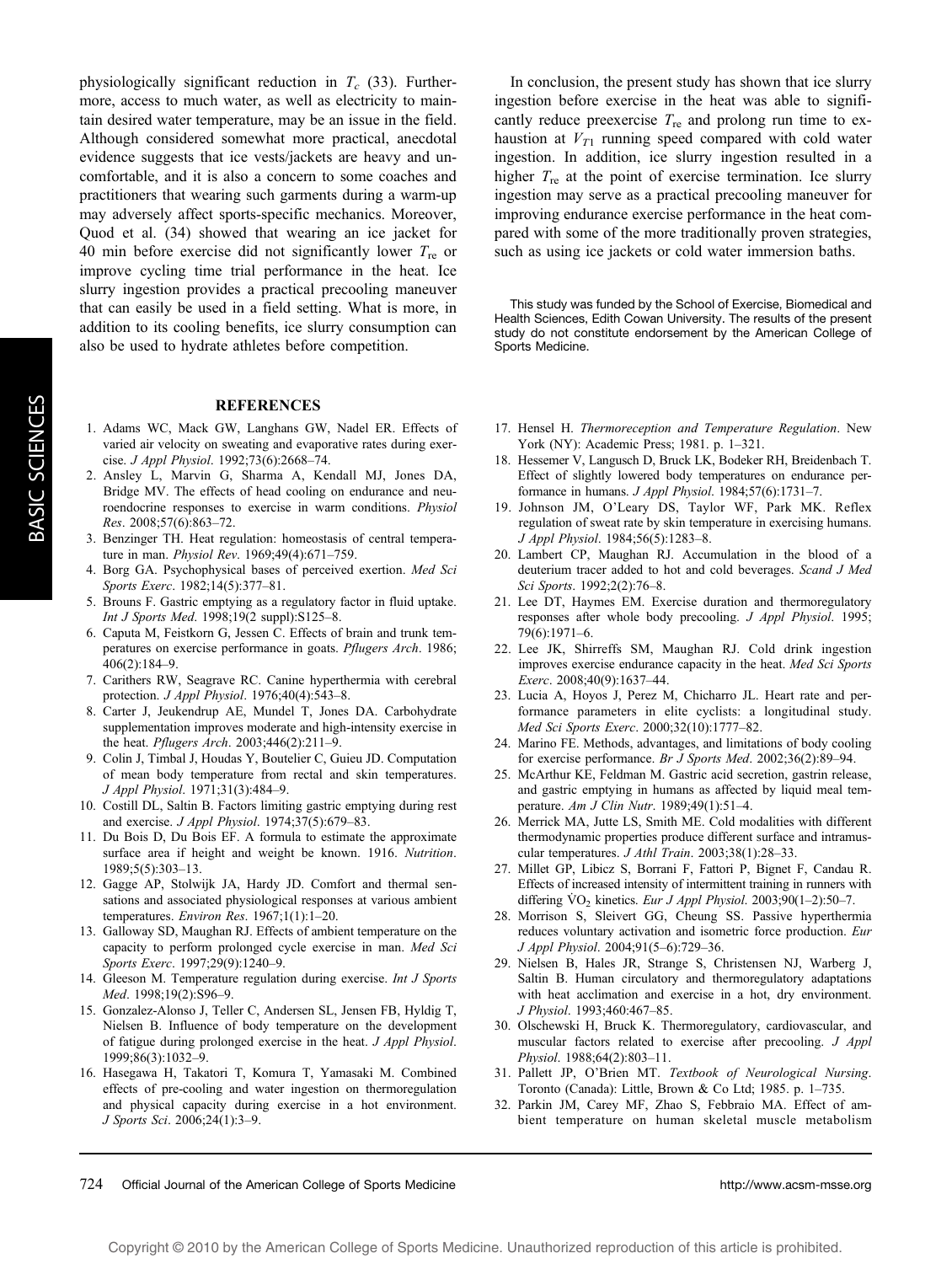physiologically significant reduction in $T_c$ (33). Furthermore, access to much water, as well as electricity to maintain desired water temperature, may be an issue in the field. Although considered somewhat more practical, anecdotal evidence suggests that ice vests/jackets are heavy and uncomfortable, and it is also a concern to some coaches and practitioners that wearing such garments during a warm-up may adversely affect sports-specific mechanics. Moreover, Quod et al. (34) showed that wearing an ice jacket for 40 min before exercise did not significantly lower $T_{re}$ or improve cycling time trial performance in the heat. Ice slurry ingestion provides a practical precooling maneuver that can easily be used in a field setting. What is more, in addition to its cooling benefits, ice slurry consumption can also be used to hydrate athletes before competition.

In conclusion, the present study has shown that ice slurry ingestion before exercise in the heat was able to significantly reduce preexercise $T_{re}$ and prolong run time to exhaustion at $V_{T1}$ running speed compared with cold water ingestion. In addition, ice slurry ingestion resulted in a higher $T_{re}$ at the point of exercise termination. Ice slurry ingestion may serve as a practical precooling maneuver for improving endurance exercise performance in the heat compared with some of the more traditionally proven strategies, such as using ice jackets or cold water immersion baths.

This study was funded by the School of Exercise, Biomedical and Health Sciences, Edith Cowan University. The results of the present study do not constitute endorsement by the American College of Sports Medicine.

## REFERENCES

1. Adams WC, Mack GW, Langhans GW, Nadel ER. Effects of varied air velocity on sweating and evaporative rates during exercise. *J Appl Physiol*. 1992;73(6):2668–74.
2. Ansley L, Marvin G, Sharma A, Kendall MJ, Jones DA, Bridge MV. The effects of head cooling on endurance and neuroendocrine responses to exercise in warm conditions. *Physiol Res*. 2008;57(6):863–72.
3. Benzinger TH. Heat regulation: homeostasis of central temperature in man. *Physiol Rev*. 1969;49(4):671–759.
4. Borg GA. Psychophysical bases of perceived exertion. *Med Sci Sports Exerc*. 1982;14(5):377–81.
5. Brouns F. Gastric emptying as a regulatory factor in fluid uptake. *Int J Sports Med*. 1998;19(2 suppl):S125–8.
6. Caputa M, Feistkorn G, Jessen C. Effects of brain and trunk temperatures on exercise performance in goats. *Pflugers Arch*. 1986; 406(2):184–9.
7. Carithers RW, Seagrave RC. Canine hyperthermia with cerebral protection. *J Appl Physiol*. 1976;40(4):543–8.
8. Carter J, Jeukendrup AE, Mundel T, Jones DA. Carbohydrate supplementation improves moderate and high-intensity exercise in the heat. *Pflugers Arch*. 2003;446(2):211–9.
9. Colin J, Timbal J, Houdas Y, Boutelier C, Guieu JD. Computation of mean body temperature from rectal and skin temperatures. *J Appl Physiol*. 1971;31(3):484–9.
10. Costill DL, Saltin B. Factors limiting gastric emptying during rest and exercise. *J Appl Physiol*. 1974;37(5):679–83.
11. Du Bois D, Du Bois EF. A formula to estimate the approximate surface area if height and weight be known. 1916. *Nutrition*. 1989;5(5):303–13.
12. Gagge AP, Stolwijk JA, Hardy JD. Comfort and thermal sensations and associated physiological responses at various ambient temperatures. *Environ Res*. 1967;1(1):1–20.
13. Galloway SD, Maughan RJ. Effects of ambient temperature on the capacity to perform prolonged cycle exercise in man. *Med Sci Sports Exerc*. 1997;29(9):1240–9.
14. Gleeson M. Temperature regulation during exercise. *Int J Sports Med*. 1998;19(2):S96–9.
15. Gonzalez-Alonso J, Teller C, Andersen SL, Jensen FB, Hyldig T, Nielsen B. Influence of body temperature on the development of fatigue during prolonged exercise in the heat. *J Appl Physiol*. 1999;86(3):1032–9.
16. Hasegawa H, Takatori T, Komura T, Yamasaki M. Combined effects of pre-cooling and water ingestion on thermoregulation and physical capacity during exercise in a hot environment. *J Sports Sci*. 2006;24(1):3–9.
17. Hensel H. *Thermoreception and Temperature Regulation*. New York (NY): Academic Press; 1981. p. 1–321.
18. Hessemer V, Langusch D, Bruck LK, Bodeker RH, Breidenbach T. Effect of slightly lowered body temperatures on endurance performance in humans. *J Appl Physiol*. 1984;57(6):1731–7.
19. Johnson JM, O'Leary DS, Taylor WF, Park MK. Reflex regulation of sweat rate by skin temperature in exercising humans. *J Appl Physiol*. 1984;56(5):1283–8.
20. Lambert CP, Maughan RJ. Accumulation in the blood of a deuterium tracer added to hot and cold beverages. *Scand J Med Sci Sports*. 1992;2(2):76–8.
21. Lee DT, Haymes EM. Exercise duration and thermoregulatory responses after whole body precooling. *J Appl Physiol*. 1995; 79(6):1971–6.
22. Lee JK, Shirreffs SM, Maughan RJ. Cold drink ingestion improves exercise endurance capacity in the heat. *Med Sci Sports Exerc*. 2008;40(9):1637–44.
23. Lucia A, Hoyos J, Perez M, Chicharro JL. Heart rate and performance parameters in elite cyclists: a longitudinal study. *Med Sci Sports Exerc*. 2000;32(10):1777–82.
24. Marino FE. Methods, advantages, and limitations of body cooling for exercise performance. *Br J Sports Med*. 2002;36(2):89–94.
25. McArthur KE, Feldman M. Gastric acid secretion, gastrin release, and gastric emptying in humans as affected by liquid meal temperature. *Am J Clin Nutr*. 1989;49(1):51–4.
26. Merrick MA, Jutte LS, Smith ME. Cold modalities with different thermodynamic properties produce different surface and intramuscular temperatures. *J Athl Train*. 2003;38(1):28–33.
27. Millet GP, Libicz S, Borrani F, Fattori P, Bignet F, Candau R. Effects of increased intensity of intermittent training in runners with differing $\dot{V}O_2$ kinetics. *Eur J Appl Physiol*. 2003;90(1–2):50–7.
28. Morrison S, Sleivert GG, Cheung SS. Passive hyperthermia reduces voluntary activation and isometric force production. *Eur J Appl Physiol*. 2004;91(5–6):729–36.
29. Nielsen B, Hales JR, Strange S, Christensen NJ, Warberg J, Saltin B. Human circulatory and thermoregulatory adaptations with heat acclimation and exercise in a hot, dry environment. *J Physiol*. 1993;460:467–85.
30. Olschewski H, Bruck K. Thermoregulatory, cardiovascular, and muscular factors related to exercise after precooling. *J Appl Physiol*. 1988;64(2):803–11.
31. Pallett JP, O'Brien MT. *Textbook of Neurological Nursing*. Toronto (Canada): Little, Brown & Co Ltd; 1985. p. 1–735.
32. Parkin JM, Carey MF, Zhao S, Febbraio MA. Effect of ambient temperature on human skeletal muscle metabolism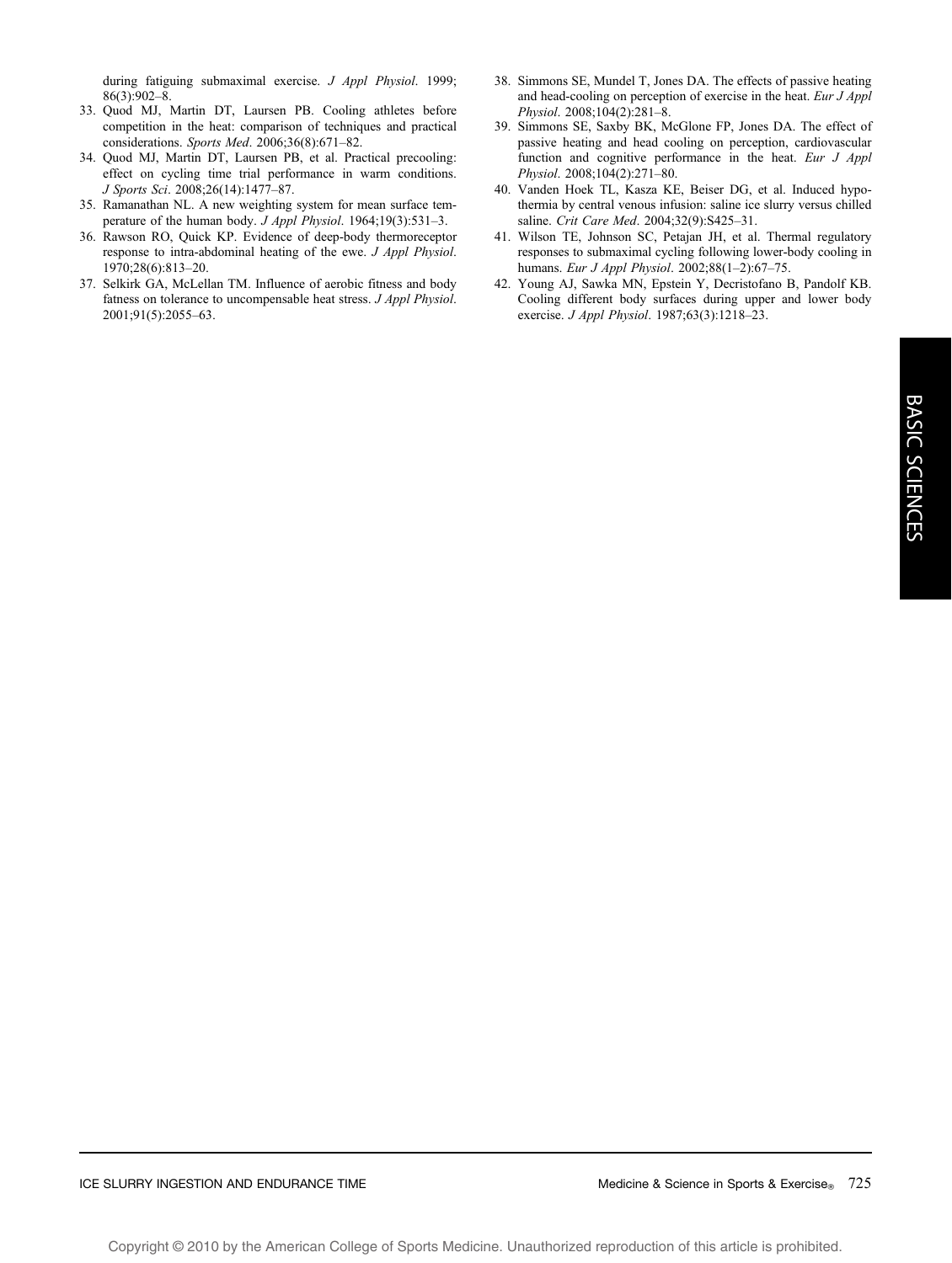during fatiguing submaximal exercise. *J Appl Physiol*. 1999; 86(3):902–8.

33. Quod MJ, Martin DT, Laursen PB. Cooling athletes before competition in the heat: comparison of techniques and practical considerations. *Sports Med*. 2006;36(8):671–82.
34. Quod MJ, Martin DT, Laursen PB, et al. Practical precooling: effect on cycling time trial performance in warm conditions. *J Sports Sci*. 2008;26(14):1477–87.
35. Ramanathan NL. A new weighting system for mean surface temperature of the human body. *J Appl Physiol*. 1964;19(3):531–3.
36. Rawson RO, Quick KP. Evidence of deep-body thermoreceptor response to intra-abdominal heating of the ewe. *J Appl Physiol*. 1970;28(6):813–20.
37. Selkirk GA, McLellan TM. Influence of aerobic fitness and body fatness on tolerance to uncompensable heat stress. *J Appl Physiol*. 2001;91(5):2055–63.
38. Simmons SE, Mundel T, Jones DA. The effects of passive heating and head-cooling on perception of exercise in the heat. *Eur J Appl Physiol*. 2008;104(2):281–8.
39. Simmons SE, Saxby BK, McGlone FP, Jones DA. The effect of passive heating and head cooling on perception, cardiovascular function and cognitive performance in the heat. *Eur J Appl Physiol*. 2008;104(2):271–80.
40. Vanden Hoek TL, Kasza KE, Beiser DG, et al. Induced hypothermia by central venous infusion: saline ice slurry versus chilled saline. *Crit Care Med*. 2004;32(9):S425–31.
41. Wilson TE, Johnson SC, Petajan JH, et al. Thermal regulatory responses to submaximal cycling following lower-body cooling in humans. *Eur J Appl Physiol*. 2002;88(1–2):67–75.
42. Young AJ, Sawka MN, Epstein Y, Decristofano B, Pandolf KB. Cooling different body surfaces during upper and lower body exercise. *J Appl Physiol*. 1987;63(3):1218–23.